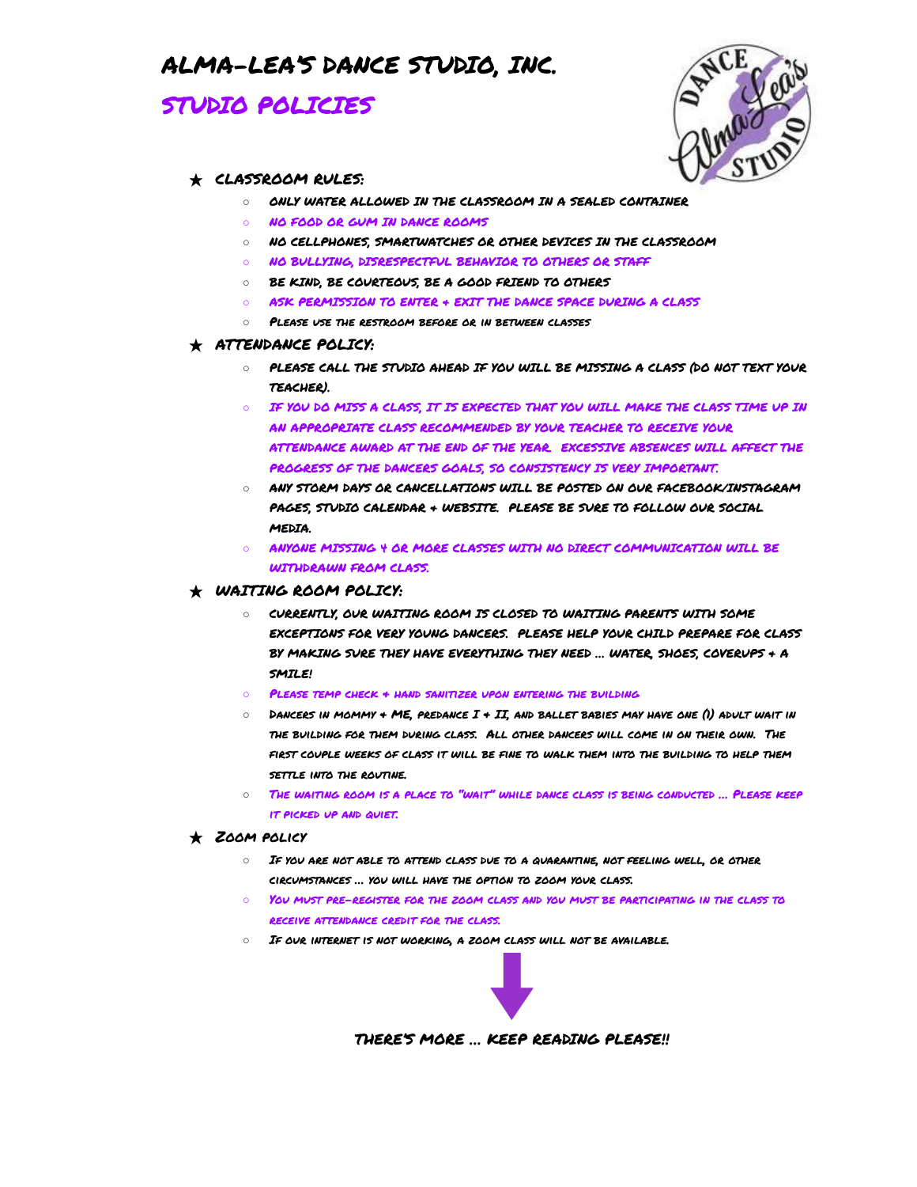# ALMA-LEA'S DANCE STUDIO, INC.

## STUDIO POLICIES

- **CLASSROOM RULES:**
  - ONLY WATER ALLOWED IN THE CLASSROOM IN A SEALED CONTAINER
  - NO FOOD OR GUM IN DANCE ROOMS
  - NO CELLPHONES, SMARTWATCHES OR OTHER DEVICES IN THE CLASSROOM
  - NO BULLYING, DISRESPECTFUL BEHAVIOR TO OTHERS OR STAFF
  - BE KIND, BE COURTEOUS, BE A GOOD FRIEND TO OTHERS
  - ASK PERMISSION TO ENTER + EXIT THE DANCE SPACE DURING A CLASS
  - PLEASE USE THE RESTROOM BEFORE OR IN BETWEEN CLASSES
- **ATTENDANCE POLICY:**
  - PLEASE CALL THE STUDIO AHEAD IF YOU WILL BE MISSING A CLASS (DO NOT TEXT YOUR TEACHER).
  - IF YOU DO MISS A CLASS, IT IS EXPECTED THAT YOU WILL MAKE THE CLASS TIME UP IN AN APPROPRIATE CLASS RECOMMENDED BY YOUR TEACHER TO RECEIVE YOUR ATTENDANCE AWARD AT THE END OF THE YEAR. EXCESSIVE ABSENCES WILL AFFECT THE PROGRESS OF THE DANCERS GOALS, SO CONSISTENCY IS VERY IMPORTANT.
  - ANY STORM DAYS OR CANCELLATIONS WILL BE POSTED ON OUR FACEBOOK/INSTAGRAM PAGES, STUDIO CALENDAR + WEBSITE. PLEASE BE SURE TO FOLLOW OUR SOCIAL MEDIA.
  - ANYONE MISSING 4 OR MORE CLASSES WITH NO DIRECT COMMUNICATION WILL BE WITHDRAWN FROM CLASS.
- **WAITING ROOM POLICY:**
  - CURRENTLY, OUR WAITING ROOM IS CLOSED TO WAITING PARENTS WITH SOME EXCEPTIONS FOR VERY YOUNG DANCERS. PLEASE HELP YOUR CHILD PREPARE FOR CLASS BY MAKING SURE THEY HAVE EVERYTHING THEY NEED ... WATER, SHOES, COVERUPS + A SMILE!
  - PLEASE TEMP CHECK + HAND SANITIZER UPON ENTERING THE BUILDING
  - DANCERS IN MOMMY + ME, PREDANCE I + II, AND BALLET BABIES MAY HAVE ONE (1) ADULT WAIT IN THE BUILDING FOR THEM DURING CLASS. ALL OTHER DANCERS WILL COME IN ON THEIR OWN. THE FIRST COUPLE WEEKS OF CLASS IT WILL BE FINE TO WALK THEM INTO THE BUILDING TO HELP THEM SETTLE INTO THE ROUTINE.
  - THE WAITING ROOM IS A PLACE TO "WAIT" WHILE DANCE CLASS IS BEING CONDUCTED ... PLEASE KEEP IT PICKED UP AND QUIET.
- **ZOOM POLICY**
  - IF YOU ARE NOT ABLE TO ATTEND CLASS DUE TO A QUARANTINE, NOT FEELING WELL, OR OTHER CIRCUMSTANCES ... YOU WILL HAVE THE OPTION TO ZOOM YOUR CLASS.
  - YOU MUST PRE-REGISTER FOR THE ZOOM CLASS AND YOU MUST BE PARTICIPATING IN THE CLASS TO RECEIVE ATTENDANCE CREDIT FOR THE CLASS.
  - IF OUR INTERNET IS NOT WORKING, A ZOOM CLASS WILL NOT BE AVAILABLE.

**THERE'S MORE ... KEEP READING PLEASE!!**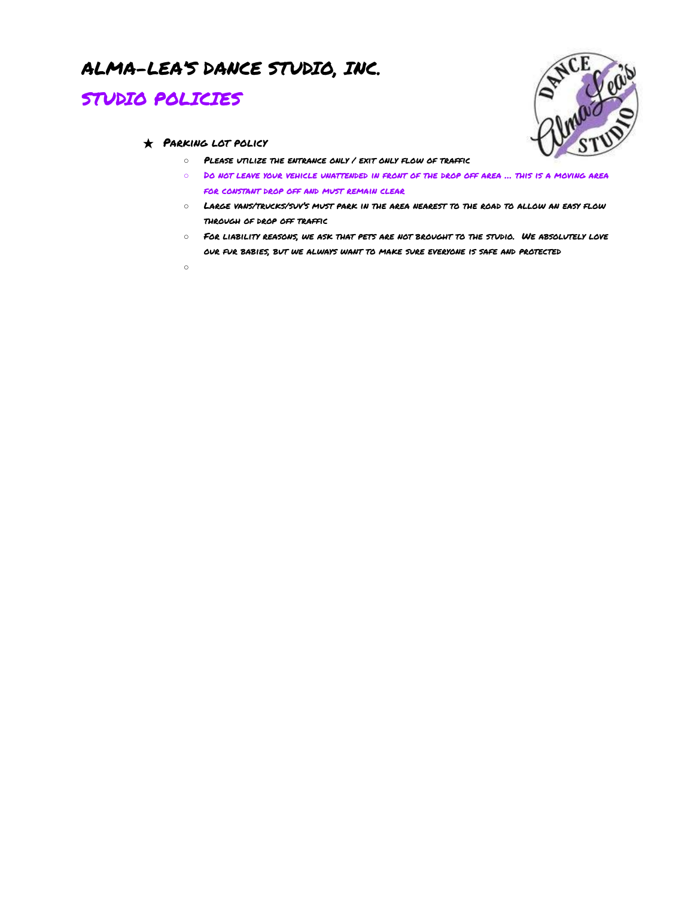# ALMA-LEA'S DANCE STUDIO, INC.

## STUDIO POLICIES

- **Parking lot policy**
  - Please utilize the entrance only / exit only flow of traffic
  - Do not leave your vehicle unattended in front of the drop off area ... this is a moving area for constant drop off and must remain clear
  - Large vans/trucks/suv's must park in the area nearest to the road to allow an easy flow through of drop off traffic
  - For liability reasons, we ask that pets are not brought to the studio. We absolutely love our fur babies, but we always want to make sure everyone is safe and protected